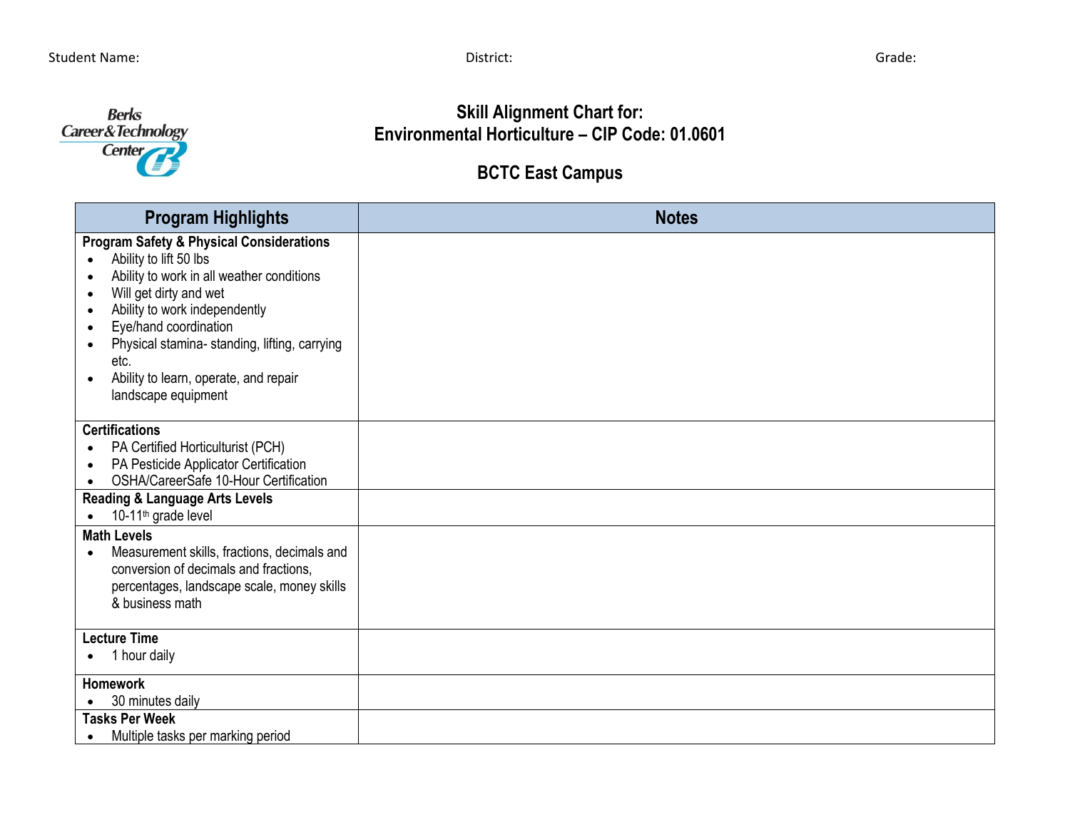Student Name: District: Grade:

# Skill Alignment Chart for:
# Environmental Horticulture – CIP Code: 01.0601

## BCTC East Campus

| Program Highlights | Notes |
|---|---|
| **Program Safety & Physical Considerations**<br>• Ability to lift 50 lbs<br>• Ability to work in all weather conditions<br>• Will get dirty and wet<br>• Ability to work independently<br>• Eye/hand coordination<br>• Physical stamina- standing, lifting, carrying etc.<br>• Ability to learn, operate, and repair landscape equipment | |
| **Certifications**<br>• PA Certified Horticulturist (PCH)<br>• PA Pesticide Applicator Certification<br>• OSHA/CareerSafe 10-Hour Certification | |
| **Reading & Language Arts Levels**<br>• 10-11th grade level | |
| **Math Levels**<br>• Measurement skills, fractions, decimals and conversion of decimals and fractions, percentages, landscape scale, money skills & business math | |
| **Lecture Time**<br>• 1 hour daily | |
| **Homework**<br>• 30 minutes daily | |
| **Tasks Per Week**<br>• Multiple tasks per marking period | |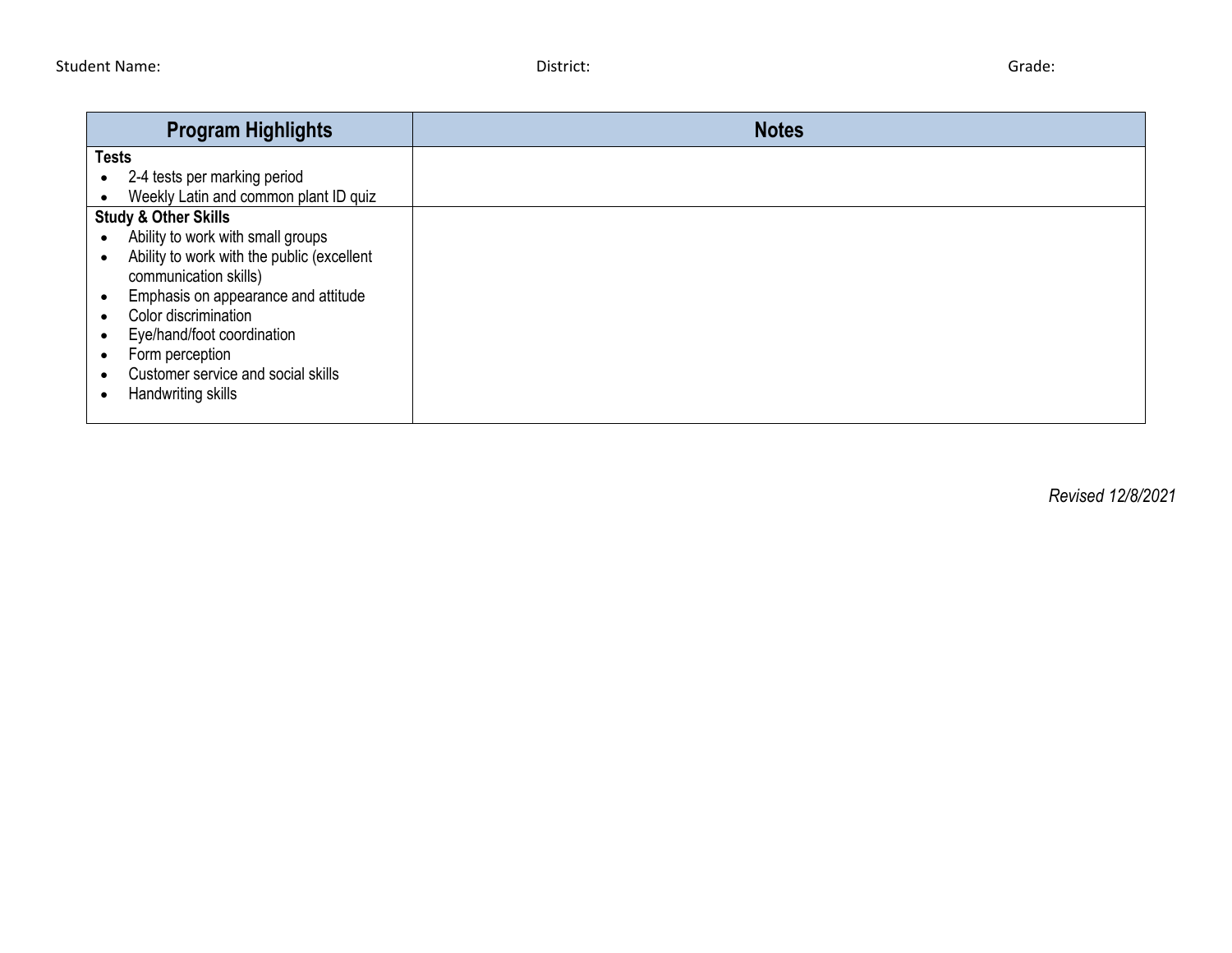Student Name: District: Grade:

| Program Highlights | Notes |
|---|---|
| **Tests**<br>• 2-4 tests per marking period<br>• Weekly Latin and common plant ID quiz | |
| **Study & Other Skills**<br>• Ability to work with small groups<br>• Ability to work with the public (excellent communication skills)<br>• Emphasis on appearance and attitude<br>• Color discrimination<br>• Eye/hand/foot coordination<br>• Form perception<br>• Customer service and social skills<br>• Handwriting skills | |

*Revised 12/8/2021*